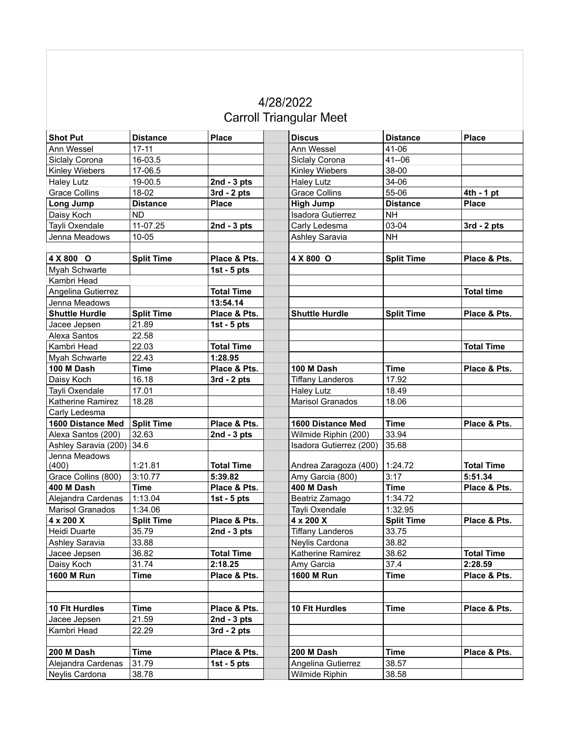# 4/28/2022
# Carroll Triangular Meet

| Shot Put | Distance | Place | | Discus | Distance | Place |
|---|---|---|---|---|---|---|
| Ann Wessel | 17-11 | | | Ann Wessel | 41-06 | |
| Siclaly Corona | 16-03.5 | | | Siclaly Corona | 41--06 | |
| Kinley Wiebers | 17-06.5 | | | Kinley Wiebers | 38-00 | |
| Haley Lutz | 19-00.5 | **2nd - 3 pts** | | Haley Lutz | 34-06 | |
| Grace Collins | 18-02 | **3rd - 2 pts** | | Grace Collins | 55-06 | **4th - 1 pt** |
| **Long Jump** | **Distance** | **Place** | | **High Jump** | **Distance** | **Place** |
| Daisy Koch | ND | | | Isadora Gutierrez | NH | |
| Tayli Oxendale | 11-07.25 | **2nd - 3 pts** | | Carly Ledesma | 03-04 | **3rd - 2 pts** |
| Jenna Meadows | 10-05 | | | Ashley Saravia | NH | |
| | | | | | | |
| **4 X 800 O** | **Split Time** | **Place & Pts.** | | **4 X 800 O** | **Split Time** | **Place & Pts.** |
| Myah Schwarte | | **1st - 5 pts** | | | | |
| Kambri Head | | | | | | |
| Angelina Gutierrez | | **Total Time** | | | | **Total time** |
| Jenna Meadows | | **13:54.14** | | | | |
| **Shuttle Hurdle** | **Split Time** | **Place & Pts.** | | **Shuttle Hurdle** | **Split Time** | **Place & Pts.** |
| Jacee Jepsen | 21.89 | **1st - 5 pts** | | | | |
| Alexa Santos | 22.58 | | | | | |
| Kambri Head | 22.03 | **Total Time** | | | | **Total Time** |
| Myah Schwarte | 22.43 | **1:28.95** | | | | |
| **100 M Dash** | **Time** | **Place & Pts.** | | **100 M Dash** | **Time** | **Place & Pts.** |
| Daisy Koch | 16.18 | **3rd - 2 pts** | | Tiffany Landeros | 17.92 | |
| Tayli Oxendale | 17.01 | | | Haley Lutz | 18.49 | |
| Katherine Ramirez | 18.28 | | | Marisol Granados | 18.06 | |
| Carly Ledesma | | | | | | |
| **1600 Distance Med** | **Split Time** | **Place & Pts.** | | **1600 Distance Med** | **Time** | **Place & Pts.** |
| Alexa Santos (200) | 32.63 | **2nd - 3 pts** | | Wilmide Riphin (200) | 33.94 | |
| Ashley Saravia (200) | 34.6 | | | Isadora Gutierrez (200) | 35.68 | |
| Jenna Meadows (400) | 1:21.81 | **Total Time** | | Andrea Zaragoza (400) | 1:24.72 | **Total Time** |
| Grace Collins (800) | 3:10.77 | **5:39.82** | | Amy Garcia (800) | 3:17 | **5:51.34** |
| **400 M Dash** | **Time** | **Place & Pts.** | | **400 M Dash** | **Time** | **Place & Pts.** |
| Alejandra Cardenas | 1:13.04 | **1st - 5 pts** | | Beatriz Zamago | 1:34.72 | |
| Marisol Granados | 1:34.06 | | | Tayli Oxendale | 1:32.95 | |
| **4 x 200 X** | **Split Time** | **Place & Pts.** | | **4 x 200 X** | **Split Time** | **Place & Pts.** |
| Heidi Duarte | 35.79 | **2nd - 3 pts** | | Tiffany Landeros | 33.75 | |
| Ashley Saravia | 33.88 | | | Neylis Cardona | 38.82 | |
| Jacee Jepsen | 36.82 | **Total Time** | | Katherine Ramirez | 38.62 | **Total Time** |
| Daisy Koch | 31.74 | **2:18.25** | | Amy Garcia | 37.4 | **2:28.59** |
| **1600 M Run** | **Time** | **Place & Pts.** | | **1600 M Run** | **Time** | **Place & Pts.** |
| | | | | | | |
| | | | | | | |
| **10 Flt Hurdles** | **Time** | **Place & Pts.** | | **10 Flt Hurdles** | **Time** | **Place & Pts.** |
| Jacee Jepsen | 21.59 | **2nd - 3 pts** | | | | |
| Kambri Head | 22.29 | **3rd - 2 pts** | | | | |
| | | | | | | |
| **200 M Dash** | **Time** | **Place & Pts.** | | **200 M Dash** | **Time** | **Place & Pts.** |
| Alejandra Cardenas | 31.79 | **1st - 5 pts** | | Angelina Gutierrez | 38.57 | |
| Neylis Cardona | 38.78 | | | Wilmide Riphin | 38.58 | |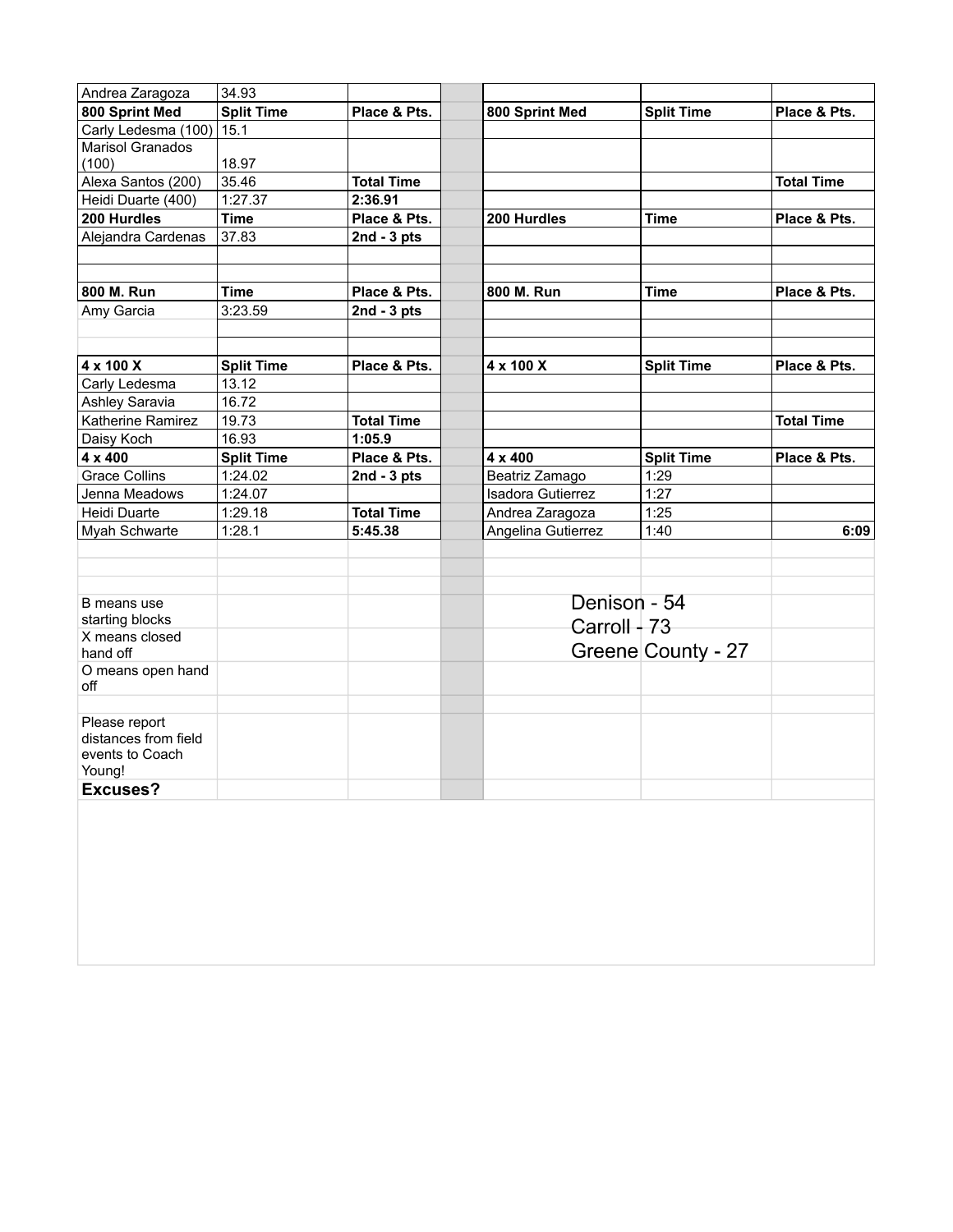| | | | | | | |
|---|---|---|---|---|---|---|
| Andrea Zaragoza | 34.93 | | | | | |
| **800 Sprint Med** | **Split Time** | **Place & Pts.** | | **800 Sprint Med** | **Split Time** | **Place & Pts.** |
| Carly Ledesma (100) | 15.1 | | | | | |
| Marisol Granados (100) | 18.97 | | | | | |
| Alexa Santos (200) | 35.46 | **Total Time** | | | | **Total Time** |
| Heidi Duarte (400) | 1:27.37 | **2:36.91** | | | | |
| **200 Hurdles** | **Time** | **Place & Pts.** | | **200 Hurdles** | **Time** | **Place & Pts.** |
| Alejandra Cardenas | 37.83 | **2nd - 3 pts** | | | | |
| | | | | | | |
| | | | | | | |
| **800 M. Run** | **Time** | **Place & Pts.** | | **800 M. Run** | **Time** | **Place & Pts.** |
| Amy Garcia | 3:23.59 | **2nd - 3 pts** | | | | |
| | | | | | | |
| | | | | | | |
| **4 x 100 X** | **Split Time** | **Place & Pts.** | | **4 x 100 X** | **Split Time** | **Place & Pts.** |
| Carly Ledesma | 13.12 | | | | | |
| Ashley Saravia | 16.72 | | | | | |
| Katherine Ramirez | 19.73 | **Total Time** | | | | **Total Time** |
| Daisy Koch | 16.93 | **1:05.9** | | | | |
| **4 x 400** | **Split Time** | **Place & Pts.** | | **4 x 400** | **Split Time** | **Place & Pts.** |
| Grace Collins | 1:24.02 | **2nd - 3 pts** | | Beatriz Zamago | 1:29 | |
| Jenna Meadows | 1:24.07 | | | Isadora Gutierrez | 1:27 | |
| Heidi Duarte | 1:29.18 | **Total Time** | | Andrea Zaragoza | 1:25 | |
| Myah Schwarte | 1:28.1 | **5:45.38** | | Angelina Gutierrez | 1:40 | **6:09** |

B means use starting blocks

X means closed hand off

O means open hand off

Please report distances from field events to Coach Young!

**Excuses?**

Denison - 54

Carroll - 73

Greene County - 27